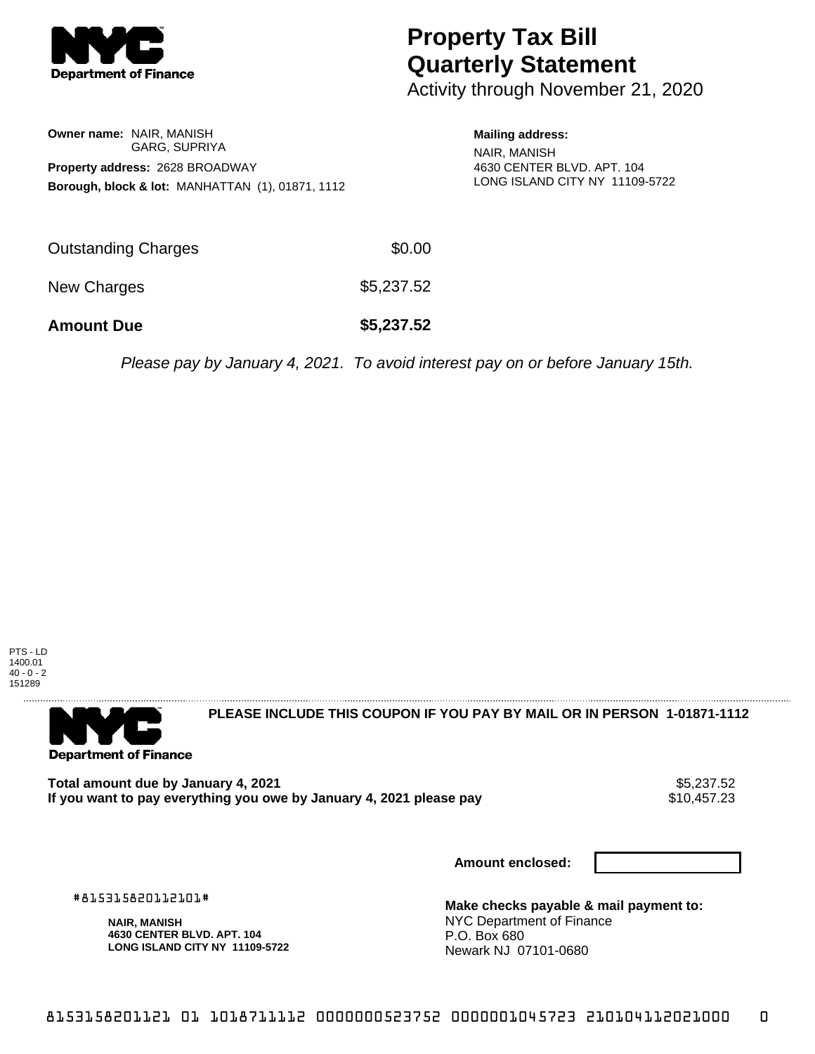# Property Tax Bill Quarterly Statement

Activity through November 21, 2020

**Owner name:** NAIR, MANISH
GARG, SUPRIYA

**Property address:** 2628 BROADWAY

**Borough, block & lot:** MANHATTAN (1), 01871, 1112

**Mailing address:**
NAIR, MANISH
4630 CENTER BLVD. APT. 104
LONG ISLAND CITY NY 11109-5722

| | |
|---|---|
| Outstanding Charges | $0.00 |
| New Charges | $5,237.52 |
| **Amount Due** | **$5,237.52** |

*Please pay by January 4, 2021. To avoid interest pay on or before January 15th.*

PTS - LD
1400.01
40 - 0 - 2
151289

**PLEASE INCLUDE THIS COUPON IF YOU PAY BY MAIL OR IN PERSON 1-01871-1112**

| | |
|---|---|
| **Total amount due by January 4, 2021** | $5,237.52 |
| **If you want to pay everything you owe by January 4, 2021 please pay** | $10,457.23 |

**Amount enclosed:**

#815315820112101#

**NAIR, MANISH**
**4630 CENTER BLVD. APT. 104**
**LONG ISLAND CITY NY 11109-5722**

**Make checks payable & mail payment to:**
NYC Department of Finance
P.O. Box 680
Newark NJ 07101-0680

8153158201121 01 1018711112 0000000523752 0000001045723 210104112021000 0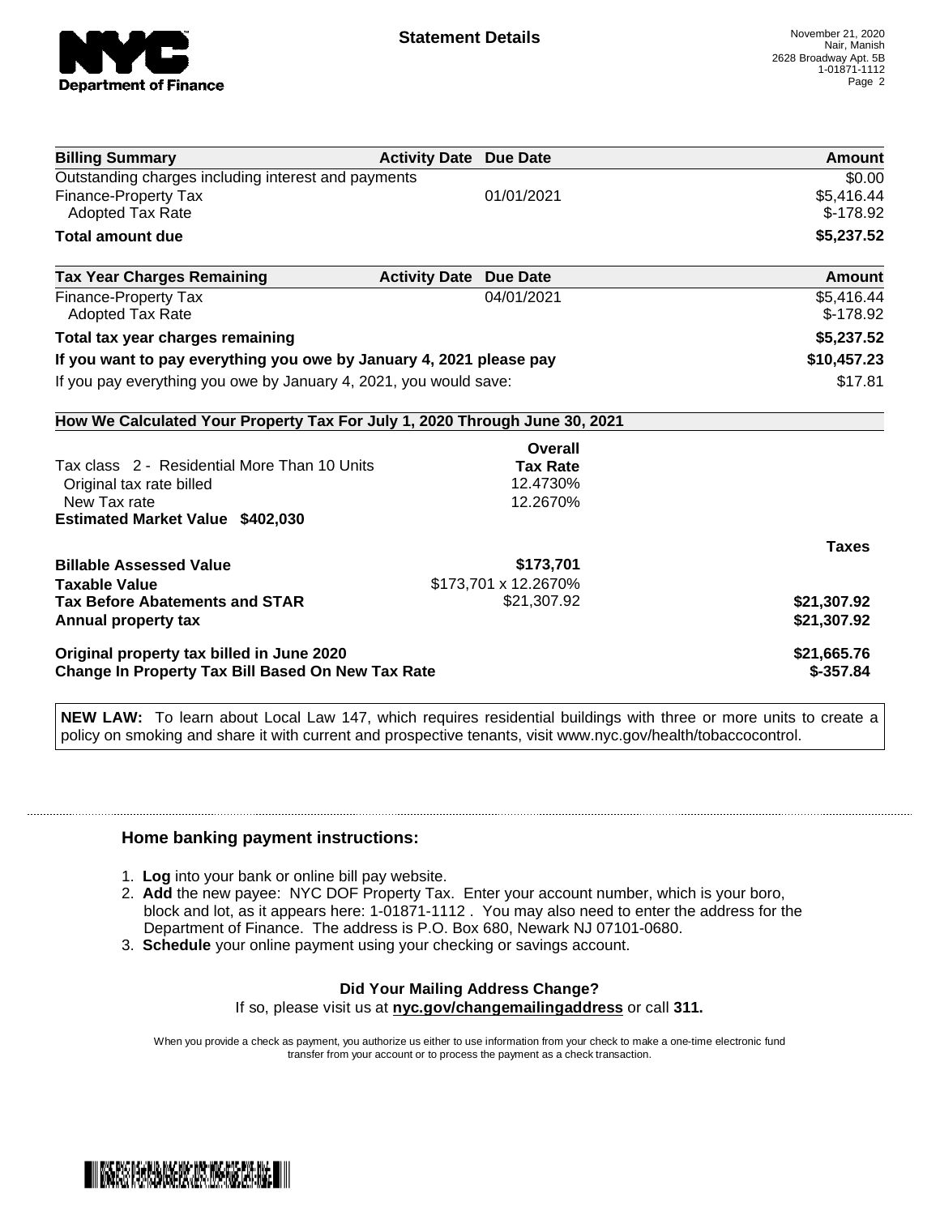**Statement Details**

November 21, 2020
Nair, Manish
2628 Broadway Apt. 5B
1-01871-1112

| Billing Summary | Activity Date | Due Date | Amount |
|---|---|---|---|
| Outstanding charges including interest and payments | | | $0.00 |
| Finance-Property Tax | | 01/01/2021 | $5,416.44 |
| Adopted Tax Rate | | | $-178.92 |
| **Total amount due** | | | **$5,237.52** |

| Tax Year Charges Remaining | Activity Date | Due Date | Amount |
|---|---|---|---|
| Finance-Property Tax | | 04/01/2021 | $5,416.44 |
| Adopted Tax Rate | | | $-178.92 |
| **Total tax year charges remaining** | | | **$5,237.52** |
| **If you want to pay everything you owe by January 4, 2021 please pay** | | | **$10,457.23** |
| If you pay everything you owe by January 4, 2021, you would save: | | | $17.81 |

**How We Calculated Your Property Tax For July 1, 2020 Through June 30, 2021**

| | Overall Tax Rate | Taxes |
|---|---|---|
| Tax class 2 - Residential More Than 10 Units | | |
| Original tax rate billed | 12.4730% | |
| New Tax rate | 12.2670% | |
| **Estimated Market Value $402,030** | | |
| **Billable Assessed Value** | **$173,701** | |
| **Taxable Value** | $173,701 x 12.2670% | |
| **Tax Before Abatements and STAR** | $21,307.92 | **$21,307.92** |
| **Annual property tax** | | **$21,307.92** |
| **Original property tax billed in June 2020** | | **$21,665.76** |
| **Change In Property Tax Bill Based On New Tax Rate** | | **$-357.84** |

**NEW LAW:** To learn about Local Law 147, which requires residential buildings with three or more units to create a policy on smoking and share it with current and prospective tenants, visit www.nyc.gov/health/tobaccocontrol.

## Home banking payment instructions:

1. **Log** into your bank or online bill pay website.
2. **Add** the new payee: NYC DOF Property Tax. Enter your account number, which is your boro, block and lot, as it appears here: 1-01871-1112 . You may also need to enter the address for the Department of Finance. The address is P.O. Box 680, Newark NJ 07101-0680.
3. **Schedule** your online payment using your checking or savings account.

**Did Your Mailing Address Change?**
If so, please visit us at **nyc.gov/changemailingaddress** or call **311.**

When you provide a check as payment, you authorize us either to use information from your check to make a one-time electronic fund transfer from your account or to process the payment as a check transaction.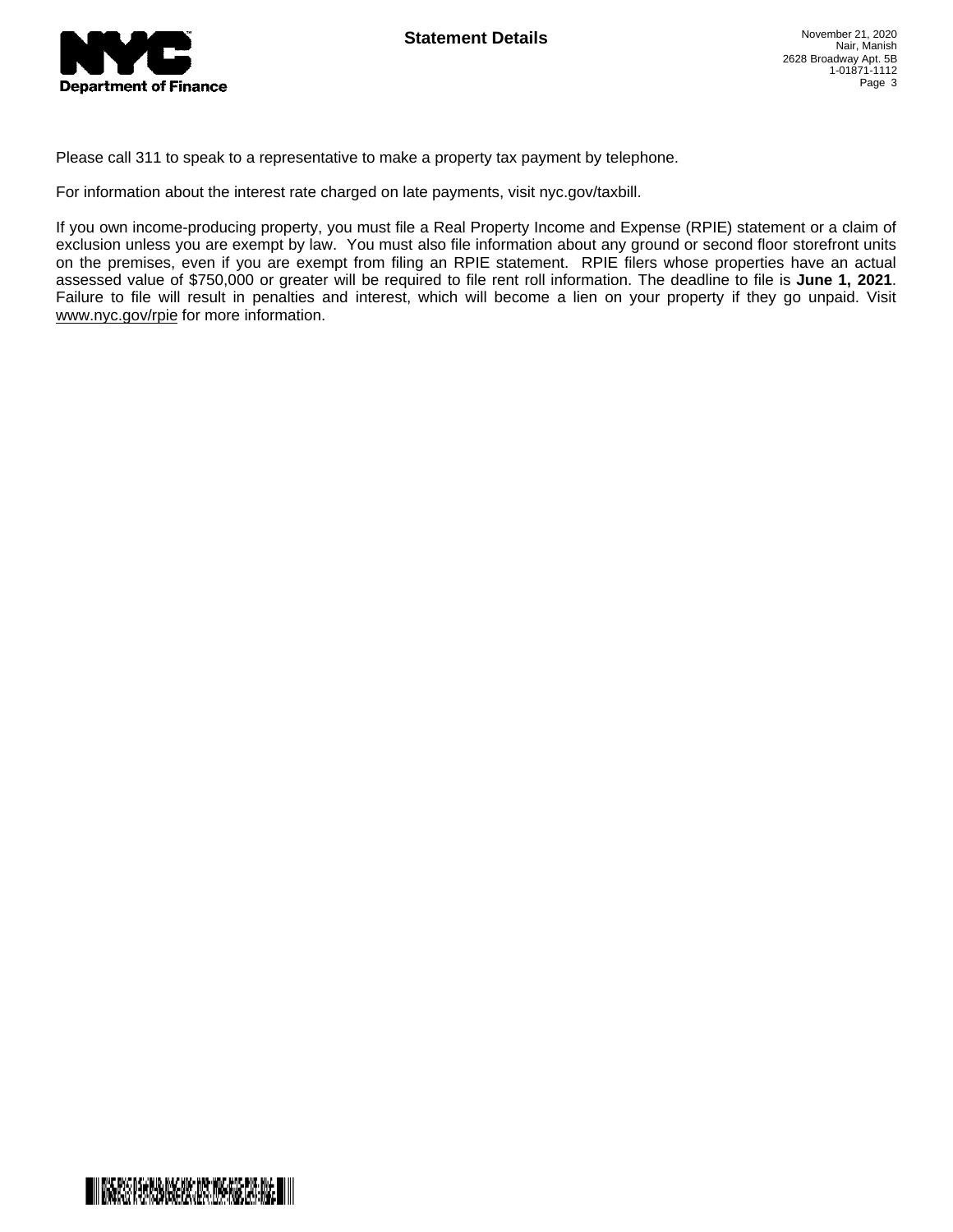Please call 311 to speak to a representative to make a property tax payment by telephone.

For information about the interest rate charged on late payments, visit nyc.gov/taxbill.

If you own income-producing property, you must file a Real Property Income and Expense (RPIE) statement or a claim of exclusion unless you are exempt by law. You must also file information about any ground or second floor storefront units on the premises, even if you are exempt from filing an RPIE statement. RPIE filers whose properties have an actual assessed value of $750,000 or greater will be required to file rent roll information. The deadline to file is **June 1, 2021**. Failure to file will result in penalties and interest, which will become a lien on your property if they go unpaid. Visit www.nyc.gov/rpie for more information.